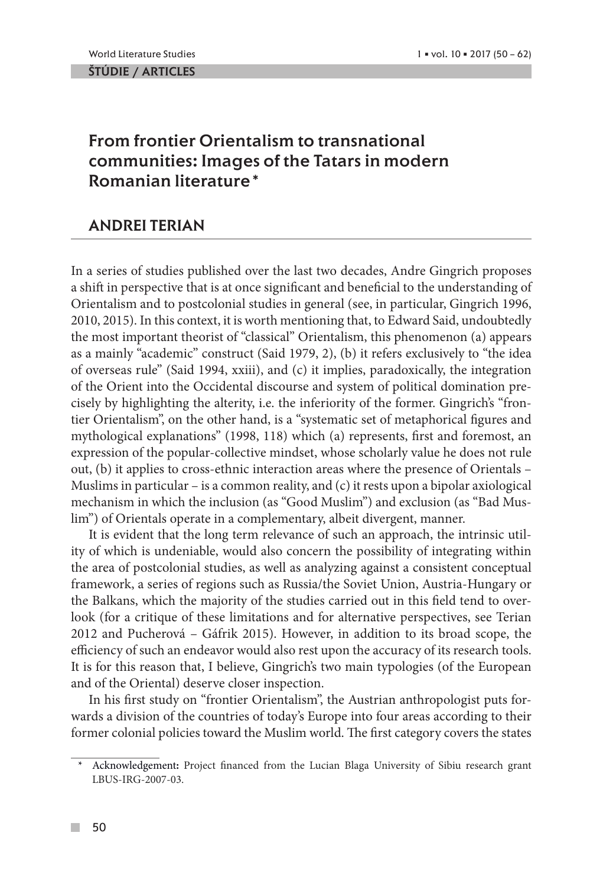ŠTÚDIE / ARTICLES

# From frontier Orientalism to transnational communities: Images of the Tatars in modern Romanian literature*

## ANDREI TERIAN

In a series of studies published over the last two decades, Andre Gingrich proposes a shift in perspective that is at once significant and beneficial to the understanding of Orientalism and to postcolonial studies in general (see, in particular, Gingrich 1996, 2010, 2015). In this context, it is worth mentioning that, to Edward Said, undoubtedly the most important theorist of "classical" Orientalism, this phenomenon (a) appears as a mainly "academic" construct (Said 1979, 2), (b) it refers exclusively to "the idea of overseas rule" (Said 1994, xxiii), and (c) it implies, paradoxically, the integration of the Orient into the Occidental discourse and system of political domination precisely by highlighting the alterity, i.e. the inferiority of the former. Gingrich's "frontier Orientalism", on the other hand, is a "systematic set of metaphorical figures and mythological explanations" (1998, 118) which (a) represents, first and foremost, an expression of the popular-collective mindset, whose scholarly value he does not rule out, (b) it applies to cross-ethnic interaction areas where the presence of Orientals – Muslims in particular – is a common reality, and (c) it rests upon a bipolar axiological mechanism in which the inclusion (as "Good Muslim") and exclusion (as "Bad Muslim") of Orientals operate in a complementary, albeit divergent, manner.

It is evident that the long term relevance of such an approach, the intrinsic utility of which is undeniable, would also concern the possibility of integrating within the area of postcolonial studies, as well as analyzing against a consistent conceptual framework, a series of regions such as Russia/the Soviet Union, Austria-Hungary or the Balkans, which the majority of the studies carried out in this field tend to overlook (for a critique of these limitations and for alternative perspectives, see Terian 2012 and Pucherová – Gáfrik 2015). However, in addition to its broad scope, the efficiency of such an endeavor would also rest upon the accuracy of its research tools. It is for this reason that, I believe, Gingrich's two main typologies (of the European and of the Oriental) deserve closer inspection.

In his first study on "frontier Orientalism", the Austrian anthropologist puts forwards a division of the countries of today's Europe into four areas according to their former colonial policies toward the Muslim world. The first category covers the states

---

\* Acknowledgement: Project financed from the Lucian Blaga University of Sibiu research grant LBUS-IRG-2007-03.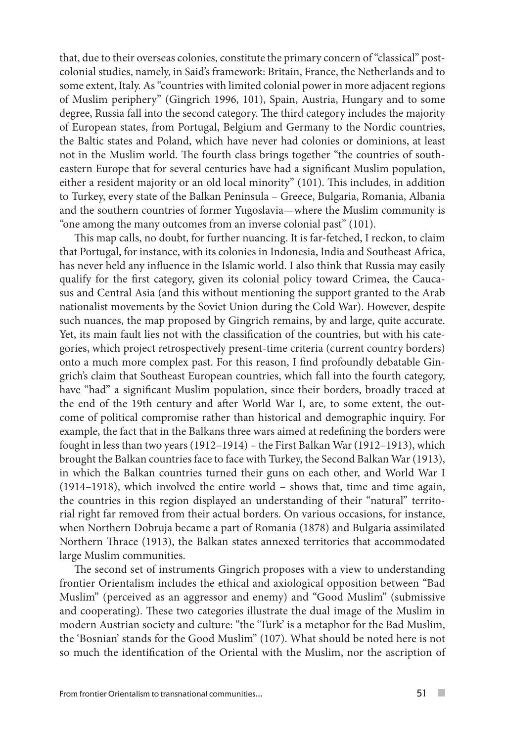that, due to their overseas colonies, constitute the primary concern of "classical" postcolonial studies, namely, in Said's framework: Britain, France, the Netherlands and to some extent, Italy. As "countries with limited colonial power in more adjacent regions of Muslim periphery" (Gingrich 1996, 101), Spain, Austria, Hungary and to some degree, Russia fall into the second category. The third category includes the majority of European states, from Portugal, Belgium and Germany to the Nordic countries, the Baltic states and Poland, which have never had colonies or dominions, at least not in the Muslim world. The fourth class brings together "the countries of southeastern Europe that for several centuries have had a significant Muslim population, either a resident majority or an old local minority" (101). This includes, in addition to Turkey, every state of the Balkan Peninsula – Greece, Bulgaria, Romania, Albania and the southern countries of former Yugoslavia—where the Muslim community is "one among the many outcomes from an inverse colonial past" (101).

This map calls, no doubt, for further nuancing. It is far-fetched, I reckon, to claim that Portugal, for instance, with its colonies in Indonesia, India and Southeast Africa, has never held any influence in the Islamic world. I also think that Russia may easily qualify for the first category, given its colonial policy toward Crimea, the Caucasus and Central Asia (and this without mentioning the support granted to the Arab nationalist movements by the Soviet Union during the Cold War). However, despite such nuances, the map proposed by Gingrich remains, by and large, quite accurate. Yet, its main fault lies not with the classification of the countries, but with his categories, which project retrospectively present-time criteria (current country borders) onto a much more complex past. For this reason, I find profoundly debatable Gingrich's claim that Southeast European countries, which fall into the fourth category, have "had" a significant Muslim population, since their borders, broadly traced at the end of the 19th century and after World War I, are, to some extent, the outcome of political compromise rather than historical and demographic inquiry. For example, the fact that in the Balkans three wars aimed at redefining the borders were fought in less than two years (1912–1914) – the First Balkan War (1912–1913), which brought the Balkan countries face to face with Turkey, the Second Balkan War (1913), in which the Balkan countries turned their guns on each other, and World War I (1914–1918), which involved the entire world – shows that, time and time again, the countries in this region displayed an understanding of their "natural" territorial right far removed from their actual borders. On various occasions, for instance, when Northern Dobruja became a part of Romania (1878) and Bulgaria assimilated Northern Thrace (1913), the Balkan states annexed territories that accommodated large Muslim communities.

The second set of instruments Gingrich proposes with a view to understanding frontier Orientalism includes the ethical and axiological opposition between "Bad Muslim" (perceived as an aggressor and enemy) and "Good Muslim" (submissive and cooperating). These two categories illustrate the dual image of the Muslim in modern Austrian society and culture: "the 'Turk' is a metaphor for the Bad Muslim, the 'Bosnian' stands for the Good Muslim" (107). What should be noted here is not so much the identification of the Oriental with the Muslim, nor the ascription of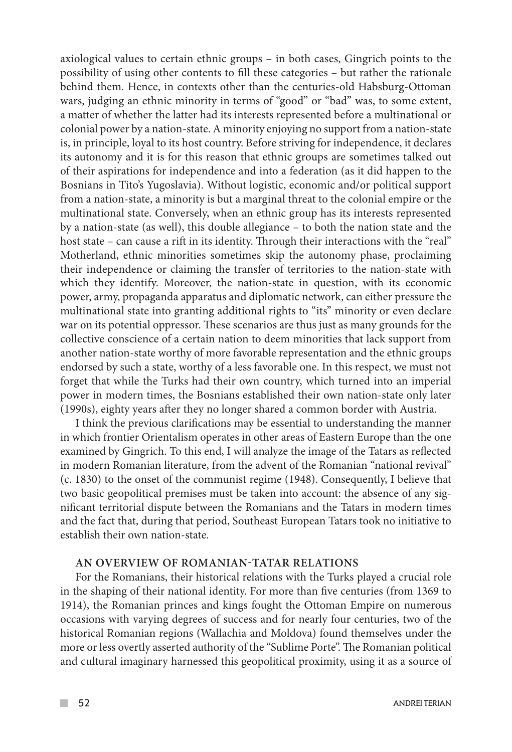axiological values to certain ethnic groups – in both cases, Gingrich points to the possibility of using other contents to fill these categories – but rather the rationale behind them. Hence, in contexts other than the centuries-old Habsburg-Ottoman wars, judging an ethnic minority in terms of "good" or "bad" was, to some extent, a matter of whether the latter had its interests represented before a multinational or colonial power by a nation-state. A minority enjoying no support from a nation-state is, in principle, loyal to its host country. Before striving for independence, it declares its autonomy and it is for this reason that ethnic groups are sometimes talked out of their aspirations for independence and into a federation (as it did happen to the Bosnians in Tito's Yugoslavia). Without logistic, economic and/or political support from a nation-state, a minority is but a marginal threat to the colonial empire or the multinational state. Conversely, when an ethnic group has its interests represented by a nation-state (as well), this double allegiance – to both the nation state and the host state – can cause a rift in its identity. Through their interactions with the "real" Motherland, ethnic minorities sometimes skip the autonomy phase, proclaiming their independence or claiming the transfer of territories to the nation-state with which they identify. Moreover, the nation-state in question, with its economic power, army, propaganda apparatus and diplomatic network, can either pressure the multinational state into granting additional rights to "its" minority or even declare war on its potential oppressor. These scenarios are thus just as many grounds for the collective conscience of a certain nation to deem minorities that lack support from another nation-state worthy of more favorable representation and the ethnic groups endorsed by such a state, worthy of a less favorable one. In this respect, we must not forget that while the Turks had their own country, which turned into an imperial power in modern times, the Bosnians established their own nation-state only later (1990s), eighty years after they no longer shared a common border with Austria.

I think the previous clarifications may be essential to understanding the manner in which frontier Orientalism operates in other areas of Eastern Europe than the one examined by Gingrich. To this end, I will analyze the image of the Tatars as reflected in modern Romanian literature, from the advent of the Romanian "national revival" (c. 1830) to the onset of the communist regime (1948). Consequently, I believe that two basic geopolitical premises must be taken into account: the absence of any significant territorial dispute between the Romanians and the Tatars in modern times and the fact that, during that period, Southeast European Tatars took no initiative to establish their own nation-state.

## AN OVERVIEW OF ROMANIAN-TATAR RELATIONS

For the Romanians, their historical relations with the Turks played a crucial role in the shaping of their national identity. For more than five centuries (from 1369 to 1914), the Romanian princes and kings fought the Ottoman Empire on numerous occasions with varying degrees of success and for nearly four centuries, two of the historical Romanian regions (Wallachia and Moldova) found themselves under the more or less overtly asserted authority of the "Sublime Porte". The Romanian political and cultural imaginary harnessed this geopolitical proximity, using it as a source of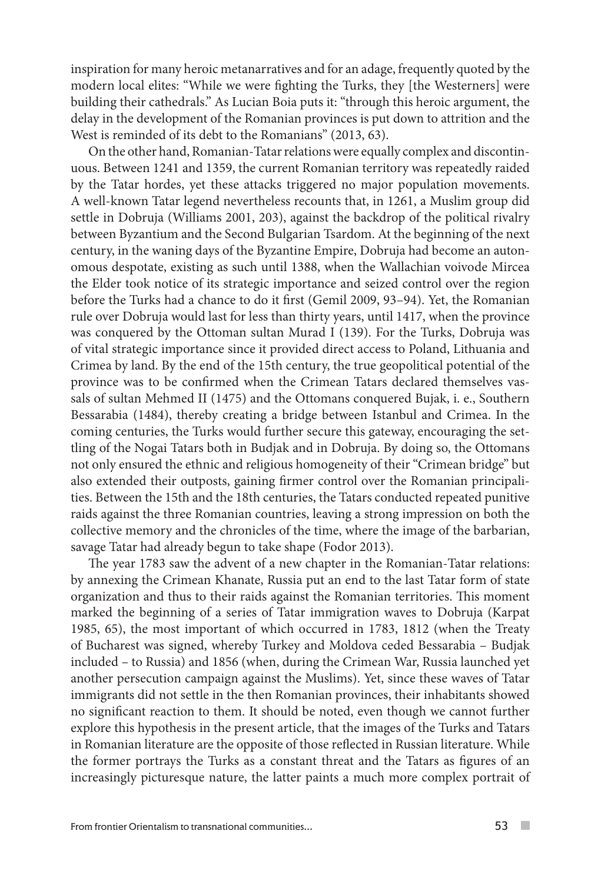inspiration for many heroic metanarratives and for an adage, frequently quoted by the modern local elites: "While we were fighting the Turks, they [the Westerners] were building their cathedrals." As Lucian Boia puts it: "through this heroic argument, the delay in the development of the Romanian provinces is put down to attrition and the West is reminded of its debt to the Romanians" (2013, 63).

On the other hand, Romanian-Tatar relations were equally complex and discontinuous. Between 1241 and 1359, the current Romanian territory was repeatedly raided by the Tatar hordes, yet these attacks triggered no major population movements. A well-known Tatar legend nevertheless recounts that, in 1261, a Muslim group did settle in Dobruja (Williams 2001, 203), against the backdrop of the political rivalry between Byzantium and the Second Bulgarian Tsardom. At the beginning of the next century, in the waning days of the Byzantine Empire, Dobruja had become an autonomous despotate, existing as such until 1388, when the Wallachian voivode Mircea the Elder took notice of its strategic importance and seized control over the region before the Turks had a chance to do it first (Gemil 2009, 93–94). Yet, the Romanian rule over Dobruja would last for less than thirty years, until 1417, when the province was conquered by the Ottoman sultan Murad I (139). For the Turks, Dobruja was of vital strategic importance since it provided direct access to Poland, Lithuania and Crimea by land. By the end of the 15th century, the true geopolitical potential of the province was to be confirmed when the Crimean Tatars declared themselves vassals of sultan Mehmed II (1475) and the Ottomans conquered Bujak, i. e., Southern Bessarabia (1484), thereby creating a bridge between Istanbul and Crimea. In the coming centuries, the Turks would further secure this gateway, encouraging the settling of the Nogai Tatars both in Budjak and in Dobruja. By doing so, the Ottomans not only ensured the ethnic and religious homogeneity of their "Crimean bridge" but also extended their outposts, gaining firmer control over the Romanian principalities. Between the 15th and the 18th centuries, the Tatars conducted repeated punitive raids against the three Romanian countries, leaving a strong impression on both the collective memory and the chronicles of the time, where the image of the barbarian, savage Tatar had already begun to take shape (Fodor 2013).

The year 1783 saw the advent of a new chapter in the Romanian-Tatar relations: by annexing the Crimean Khanate, Russia put an end to the last Tatar form of state organization and thus to their raids against the Romanian territories. This moment marked the beginning of a series of Tatar immigration waves to Dobruja (Karpat 1985, 65), the most important of which occurred in 1783, 1812 (when the Treaty of Bucharest was signed, whereby Turkey and Moldova ceded Bessarabia – Budjak included – to Russia) and 1856 (when, during the Crimean War, Russia launched yet another persecution campaign against the Muslims). Yet, since these waves of Tatar immigrants did not settle in the then Romanian provinces, their inhabitants showed no significant reaction to them. It should be noted, even though we cannot further explore this hypothesis in the present article, that the images of the Turks and Tatars in Romanian literature are the opposite of those reflected in Russian literature. While the former portrays the Turks as a constant threat and the Tatars as figures of an increasingly picturesque nature, the latter paints a much more complex portrait of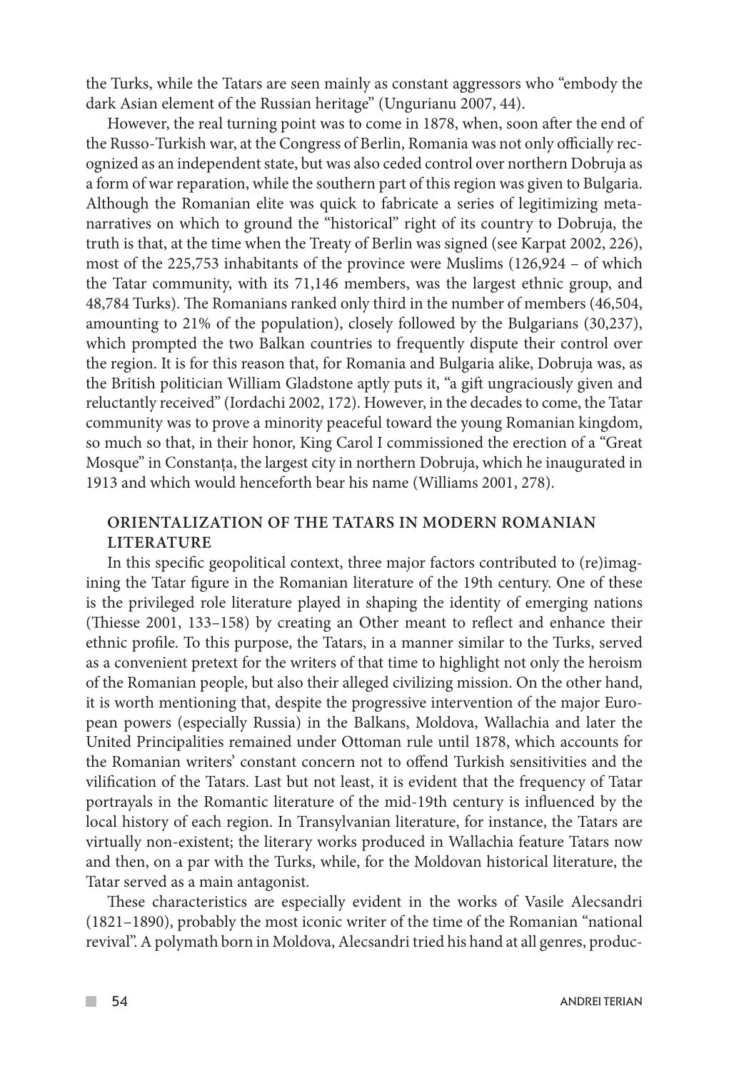the Turks, while the Tatars are seen mainly as constant aggressors who "embody the dark Asian element of the Russian heritage" (Ungurianu 2007, 44).

However, the real turning point was to come in 1878, when, soon after the end of the Russo-Turkish war, at the Congress of Berlin, Romania was not only officially recognized as an independent state, but was also ceded control over northern Dobruja as a form of war reparation, while the southern part of this region was given to Bulgaria. Although the Romanian elite was quick to fabricate a series of legitimizing metanarratives on which to ground the "historical" right of its country to Dobruja, the truth is that, at the time when the Treaty of Berlin was signed (see Karpat 2002, 226), most of the 225,753 inhabitants of the province were Muslims (126,924 – of which the Tatar community, with its 71,146 members, was the largest ethnic group, and 48,784 Turks). The Romanians ranked only third in the number of members (46,504, amounting to 21% of the population), closely followed by the Bulgarians (30,237), which prompted the two Balkan countries to frequently dispute their control over the region. It is for this reason that, for Romania and Bulgaria alike, Dobruja was, as the British politician William Gladstone aptly puts it, "a gift ungraciously given and reluctantly received" (Iordachi 2002, 172). However, in the decades to come, the Tatar community was to prove a minority peaceful toward the young Romanian kingdom, so much so that, in their honor, King Carol I commissioned the erection of a "Great Mosque" in Constanța, the largest city in northern Dobruja, which he inaugurated in 1913 and which would henceforth bear his name (Williams 2001, 278).

## ORIENTALIZATION OF THE TATARS IN MODERN ROMANIAN LITERATURE

In this specific geopolitical context, three major factors contributed to (re)imagining the Tatar figure in the Romanian literature of the 19th century. One of these is the privileged role literature played in shaping the identity of emerging nations (Thiesse 2001, 133–158) by creating an Other meant to reflect and enhance their ethnic profile. To this purpose, the Tatars, in a manner similar to the Turks, served as a convenient pretext for the writers of that time to highlight not only the heroism of the Romanian people, but also their alleged civilizing mission. On the other hand, it is worth mentioning that, despite the progressive intervention of the major European powers (especially Russia) in the Balkans, Moldova, Wallachia and later the United Principalities remained under Ottoman rule until 1878, which accounts for the Romanian writers' constant concern not to offend Turkish sensitivities and the vilification of the Tatars. Last but not least, it is evident that the frequency of Tatar portrayals in the Romantic literature of the mid-19th century is influenced by the local history of each region. In Transylvanian literature, for instance, the Tatars are virtually non-existent; the literary works produced in Wallachia feature Tatars now and then, on a par with the Turks, while, for the Moldovan historical literature, the Tatar served as a main antagonist.

These characteristics are especially evident in the works of Vasile Alecsandri (1821–1890), probably the most iconic writer of the time of the Romanian "national revival". A polymath born in Moldova, Alecsandri tried his hand at all genres, produc-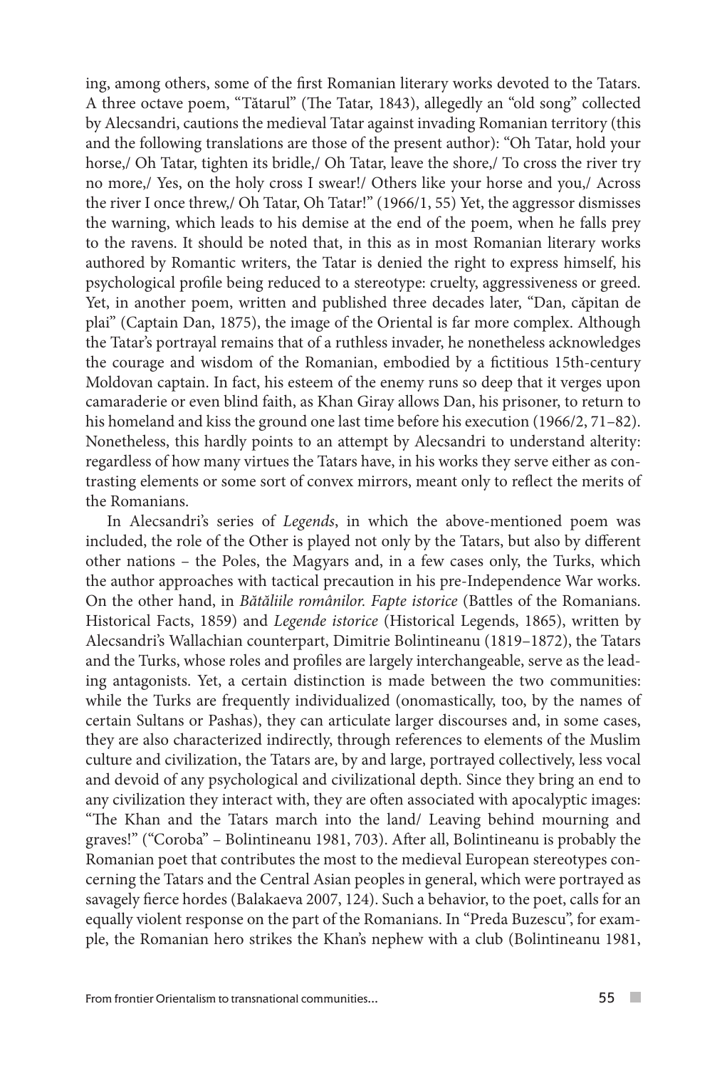ing, among others, some of the first Romanian literary works devoted to the Tatars. A three octave poem, "Tătarul" (The Tatar, 1843), allegedly an "old song" collected by Alecsandri, cautions the medieval Tatar against invading Romanian territory (this and the following translations are those of the present author): "Oh Tatar, hold your horse,/ Oh Tatar, tighten its bridle,/ Oh Tatar, leave the shore,/ To cross the river try no more,/ Yes, on the holy cross I swear!/ Others like your horse and you,/ Across the river I once threw,/ Oh Tatar, Oh Tatar!" (1966/1, 55) Yet, the aggressor dismisses the warning, which leads to his demise at the end of the poem, when he falls prey to the ravens. It should be noted that, in this as in most Romanian literary works authored by Romantic writers, the Tatar is denied the right to express himself, his psychological profile being reduced to a stereotype: cruelty, aggressiveness or greed. Yet, in another poem, written and published three decades later, "Dan, căpitan de plai" (Captain Dan, 1875), the image of the Oriental is far more complex. Although the Tatar's portrayal remains that of a ruthless invader, he nonetheless acknowledges the courage and wisdom of the Romanian, embodied by a fictitious 15th-century Moldovan captain. In fact, his esteem of the enemy runs so deep that it verges upon camaraderie or even blind faith, as Khan Giray allows Dan, his prisoner, to return to his homeland and kiss the ground one last time before his execution (1966/2, 71–82). Nonetheless, this hardly points to an attempt by Alecsandri to understand alterity: regardless of how many virtues the Tatars have, in his works they serve either as contrasting elements or some sort of convex mirrors, meant only to reflect the merits of the Romanians.

In Alecsandri's series of *Legends*, in which the above-mentioned poem was included, the role of the Other is played not only by the Tatars, but also by different other nations – the Poles, the Magyars and, in a few cases only, the Turks, which the author approaches with tactical precaution in his pre-Independence War works. On the other hand, in *Bătăliile românilor. Fapte istorice* (Battles of the Romanians. Historical Facts, 1859) and *Legende istorice* (Historical Legends, 1865), written by Alecsandri's Wallachian counterpart, Dimitrie Bolintineanu (1819–1872), the Tatars and the Turks, whose roles and profiles are largely interchangeable, serve as the leading antagonists. Yet, a certain distinction is made between the two communities: while the Turks are frequently individualized (onomastically, too, by the names of certain Sultans or Pashas), they can articulate larger discourses and, in some cases, they are also characterized indirectly, through references to elements of the Muslim culture and civilization, the Tatars are, by and large, portrayed collectively, less vocal and devoid of any psychological and civilizational depth. Since they bring an end to any civilization they interact with, they are often associated with apocalyptic images: "The Khan and the Tatars march into the land/ Leaving behind mourning and graves!" ("Coroba" – Bolintineanu 1981, 703). After all, Bolintineanu is probably the Romanian poet that contributes the most to the medieval European stereotypes concerning the Tatars and the Central Asian peoples in general, which were portrayed as savagely fierce hordes (Balakaeva 2007, 124). Such a behavior, to the poet, calls for an equally violent response on the part of the Romanians. In "Preda Buzescu", for example, the Romanian hero strikes the Khan's nephew with a club (Bolintineanu 1981,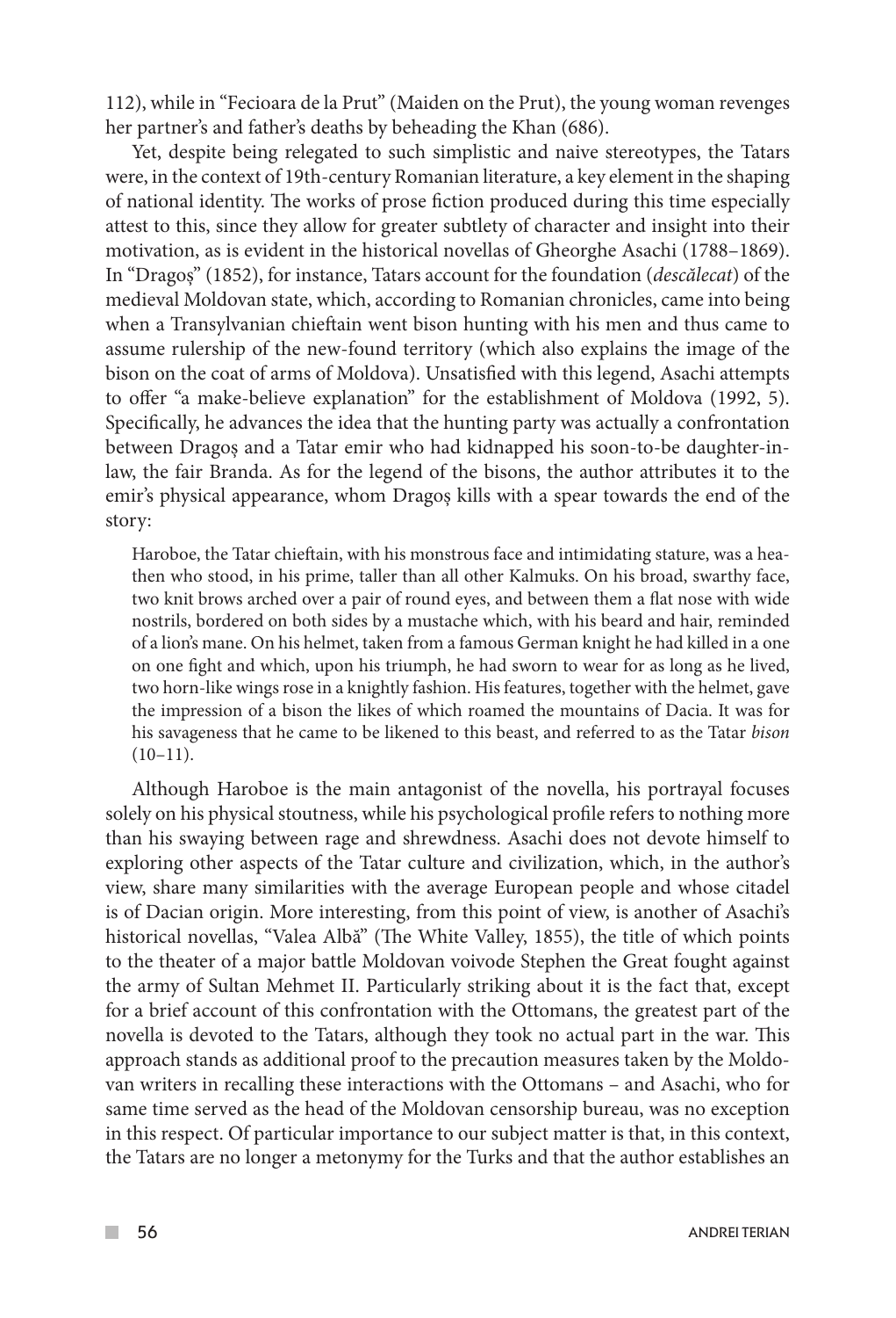112), while in "Fecioara de la Prut" (Maiden on the Prut), the young woman revenges her partner's and father's deaths by beheading the Khan (686).

Yet, despite being relegated to such simplistic and naive stereotypes, the Tatars were, in the context of 19th-century Romanian literature, a key element in the shaping of national identity. The works of prose fiction produced during this time especially attest to this, since they allow for greater subtlety of character and insight into their motivation, as is evident in the historical novellas of Gheorghe Asachi (1788–1869). In "Dragoș" (1852), for instance, Tatars account for the foundation (*descălecat*) of the medieval Moldovan state, which, according to Romanian chronicles, came into being when a Transylvanian chieftain went bison hunting with his men and thus came to assume rulership of the new-found territory (which also explains the image of the bison on the coat of arms of Moldova). Unsatisfied with this legend, Asachi attempts to offer "a make-believe explanation" for the establishment of Moldova (1992, 5). Specifically, he advances the idea that the hunting party was actually a confrontation between Dragoș and a Tatar emir who had kidnapped his soon-to-be daughter-in-law, the fair Branda. As for the legend of the bisons, the author attributes it to the emir's physical appearance, whom Dragoș kills with a spear towards the end of the story:

> Haroboe, the Tatar chieftain, with his monstrous face and intimidating stature, was a heathen who stood, in his prime, taller than all other Kalmuks. On his broad, swarthy face, two knit brows arched over a pair of round eyes, and between them a flat nose with wide nostrils, bordered on both sides by a mustache which, with his beard and hair, reminded of a lion's mane. On his helmet, taken from a famous German knight he had killed in a one on one fight and which, upon his triumph, he had sworn to wear for as long as he lived, two horn-like wings rose in a knightly fashion. His features, together with the helmet, gave the impression of a bison the likes of which roamed the mountains of Dacia. It was for his savageness that he came to be likened to this beast, and referred to as the Tatar *bison* (10–11).

Although Haroboe is the main antagonist of the novella, his portrayal focuses solely on his physical stoutness, while his psychological profile refers to nothing more than his swaying between rage and shrewdness. Asachi does not devote himself to exploring other aspects of the Tatar culture and civilization, which, in the author's view, share many similarities with the average European people and whose citadel is of Dacian origin. More interesting, from this point of view, is another of Asachi's historical novellas, "Valea Albă" (The White Valley, 1855), the title of which points to the theater of a major battle Moldovan voivode Stephen the Great fought against the army of Sultan Mehmet II. Particularly striking about it is the fact that, except for a brief account of this confrontation with the Ottomans, the greatest part of the novella is devoted to the Tatars, although they took no actual part in the war. This approach stands as additional proof to the precaution measures taken by the Moldovan writers in recalling these interactions with the Ottomans – and Asachi, who for same time served as the head of the Moldovan censorship bureau, was no exception in this respect. Of particular importance to our subject matter is that, in this context, the Tatars are no longer a metonymy for the Turks and that the author establishes an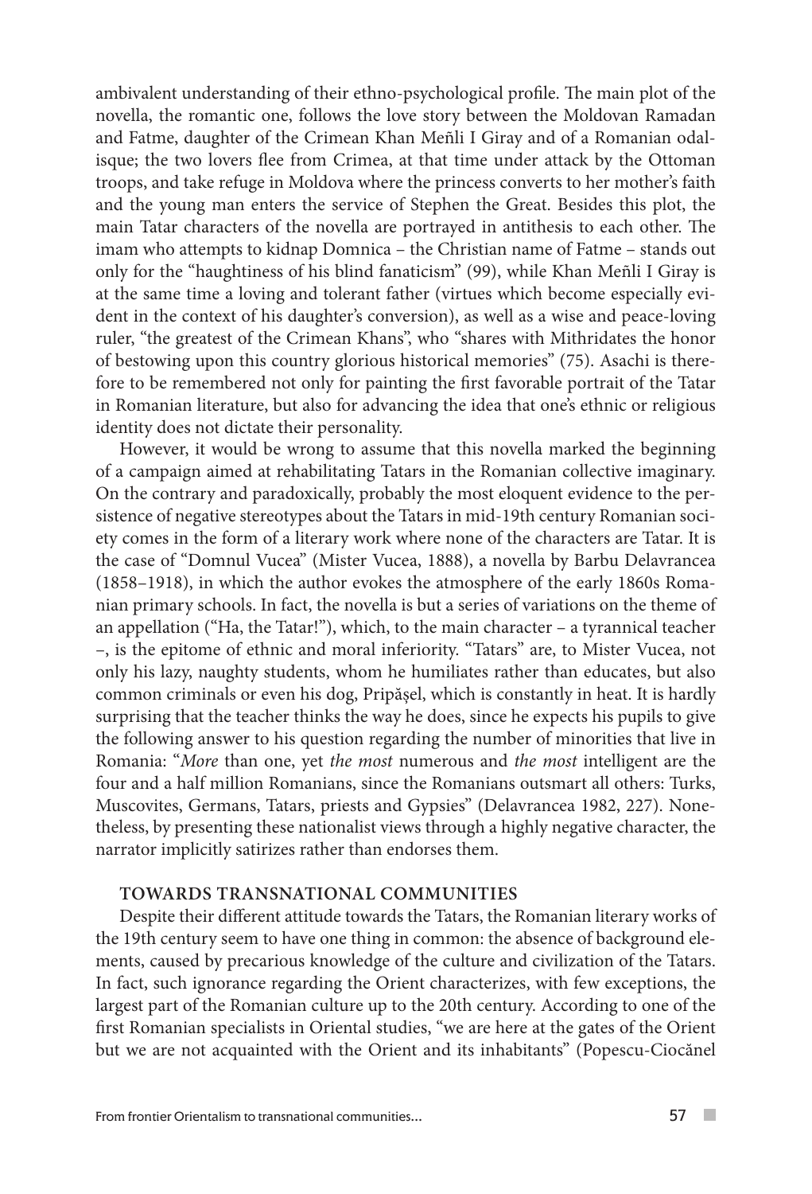ambivalent understanding of their ethno-psychological profile. The main plot of the novella, the romantic one, follows the love story between the Moldovan Ramadan and Fatme, daughter of the Crimean Khan Meñli I Giray and of a Romanian odalisque; the two lovers flee from Crimea, at that time under attack by the Ottoman troops, and take refuge in Moldova where the princess converts to her mother's faith and the young man enters the service of Stephen the Great. Besides this plot, the main Tatar characters of the novella are portrayed in antithesis to each other. The imam who attempts to kidnap Domnica – the Christian name of Fatme – stands out only for the "haughtiness of his blind fanaticism" (99), while Khan Meñli I Giray is at the same time a loving and tolerant father (virtues which become especially evident in the context of his daughter's conversion), as well as a wise and peace-loving ruler, "the greatest of the Crimean Khans", who "shares with Mithridates the honor of bestowing upon this country glorious historical memories" (75). Asachi is therefore to be remembered not only for painting the first favorable portrait of the Tatar in Romanian literature, but also for advancing the idea that one's ethnic or religious identity does not dictate their personality.

However, it would be wrong to assume that this novella marked the beginning of a campaign aimed at rehabilitating Tatars in the Romanian collective imaginary. On the contrary and paradoxically, probably the most eloquent evidence to the persistence of negative stereotypes about the Tatars in mid-19th century Romanian society comes in the form of a literary work where none of the characters are Tatar. It is the case of "Domnul Vucea" (Mister Vucea, 1888), a novella by Barbu Delavrancea (1858–1918), in which the author evokes the atmosphere of the early 1860s Romanian primary schools. In fact, the novella is but a series of variations on the theme of an appellation ("Ha, the Tatar!"), which, to the main character – a tyrannical teacher –, is the epitome of ethnic and moral inferiority. "Tatars" are, to Mister Vucea, not only his lazy, naughty students, whom he humiliates rather than educates, but also common criminals or even his dog, Pripășel, which is constantly in heat. It is hardly surprising that the teacher thinks the way he does, since he expects his pupils to give the following answer to his question regarding the number of minorities that live in Romania: "*More* than one, yet *the most* numerous and *the most* intelligent are the four and a half million Romanians, since the Romanians outsmart all others: Turks, Muscovites, Germans, Tatars, priests and Gypsies" (Delavrancea 1982, 227). Nonetheless, by presenting these nationalist views through a highly negative character, the narrator implicitly satirizes rather than endorses them.

## TOWARDS TRANSNATIONAL COMMUNITIES

Despite their different attitude towards the Tatars, the Romanian literary works of the 19th century seem to have one thing in common: the absence of background elements, caused by precarious knowledge of the culture and civilization of the Tatars. In fact, such ignorance regarding the Orient characterizes, with few exceptions, the largest part of the Romanian culture up to the 20th century. According to one of the first Romanian specialists in Oriental studies, "we are here at the gates of the Orient but we are not acquainted with the Orient and its inhabitants" (Popescu-Ciocănel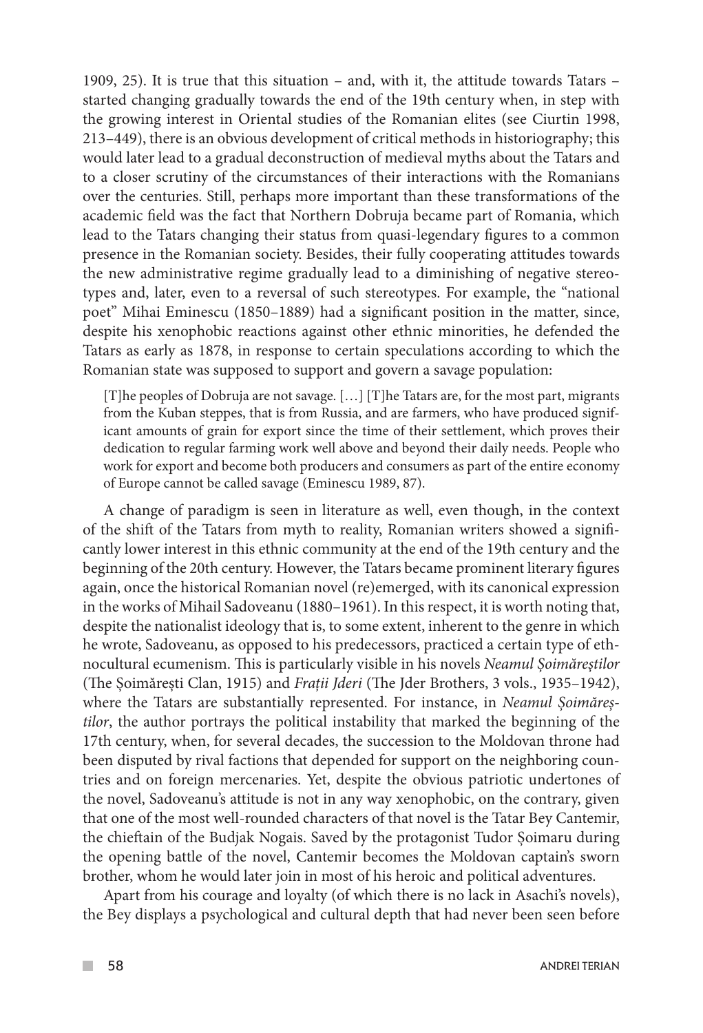1909, 25). It is true that this situation – and, with it, the attitude towards Tatars – started changing gradually towards the end of the 19th century when, in step with the growing interest in Oriental studies of the Romanian elites (see Ciurtin 1998, 213–449), there is an obvious development of critical methods in historiography; this would later lead to a gradual deconstruction of medieval myths about the Tatars and to a closer scrutiny of the circumstances of their interactions with the Romanians over the centuries. Still, perhaps more important than these transformations of the academic field was the fact that Northern Dobruja became part of Romania, which lead to the Tatars changing their status from quasi-legendary figures to a common presence in the Romanian society. Besides, their fully cooperating attitudes towards the new administrative regime gradually lead to a diminishing of negative stereotypes and, later, even to a reversal of such stereotypes. For example, the "national poet" Mihai Eminescu (1850–1889) had a significant position in the matter, since, despite his xenophobic reactions against other ethnic minorities, he defended the Tatars as early as 1878, in response to certain speculations according to which the Romanian state was supposed to support and govern a savage population:

> [T]he peoples of Dobruja are not savage. […] [T]he Tatars are, for the most part, migrants from the Kuban steppes, that is from Russia, and are farmers, who have produced significant amounts of grain for export since the time of their settlement, which proves their dedication to regular farming work well above and beyond their daily needs. People who work for export and become both producers and consumers as part of the entire economy of Europe cannot be called savage (Eminescu 1989, 87).

A change of paradigm is seen in literature as well, even though, in the context of the shift of the Tatars from myth to reality, Romanian writers showed a significantly lower interest in this ethnic community at the end of the 19th century and the beginning of the 20th century. However, the Tatars became prominent literary figures again, once the historical Romanian novel (re)emerged, with its canonical expression in the works of Mihail Sadoveanu (1880–1961). In this respect, it is worth noting that, despite the nationalist ideology that is, to some extent, inherent to the genre in which he wrote, Sadoveanu, as opposed to his predecessors, practiced a certain type of ethnocultural ecumenism. This is particularly visible in his novels *Neamul Șoimăreștilor* (The Șoimărești Clan, 1915) and *Frații Jderi* (The Jder Brothers, 3 vols., 1935–1942), where the Tatars are substantially represented. For instance, in *Neamul Șoimăreștilor*, the author portrays the political instability that marked the beginning of the 17th century, when, for several decades, the succession to the Moldovan throne had been disputed by rival factions that depended for support on the neighboring countries and on foreign mercenaries. Yet, despite the obvious patriotic undertones of the novel, Sadoveanu's attitude is not in any way xenophobic, on the contrary, given that one of the most well-rounded characters of that novel is the Tatar Bey Cantemir, the chieftain of the Budjak Nogais. Saved by the protagonist Tudor Șoimaru during the opening battle of the novel, Cantemir becomes the Moldovan captain's sworn brother, whom he would later join in most of his heroic and political adventures.

Apart from his courage and loyalty (of which there is no lack in Asachi's novels), the Bey displays a psychological and cultural depth that had never been seen before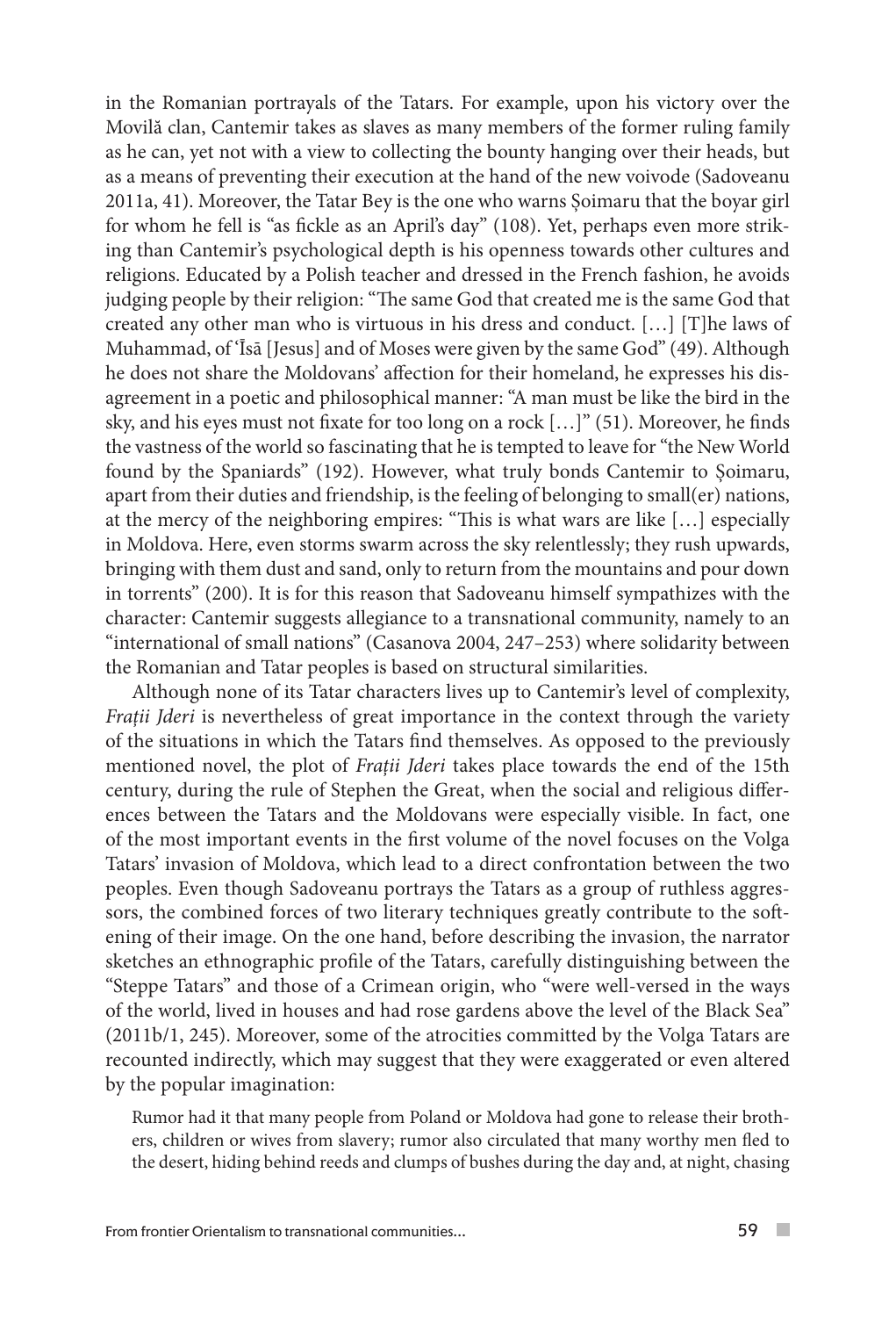in the Romanian portrayals of the Tatars. For example, upon his victory over the Movilă clan, Cantemir takes as slaves as many members of the former ruling family as he can, yet not with a view to collecting the bounty hanging over their heads, but as a means of preventing their execution at the hand of the new voivode (Sadoveanu 2011a, 41). Moreover, the Tatar Bey is the one who warns Șoimaru that the boyar girl for whom he fell is "as fickle as an April's day" (108). Yet, perhaps even more striking than Cantemir's psychological depth is his openness towards other cultures and religions. Educated by a Polish teacher and dressed in the French fashion, he avoids judging people by their religion: "The same God that created me is the same God that created any other man who is virtuous in his dress and conduct. […] [T]he laws of Muhammad, of ʿĪsā [Jesus] and of Moses were given by the same God" (49). Although he does not share the Moldovans' affection for their homeland, he expresses his disagreement in a poetic and philosophical manner: "A man must be like the bird in the sky, and his eyes must not fixate for too long on a rock […]" (51). Moreover, he finds the vastness of the world so fascinating that he is tempted to leave for "the New World found by the Spaniards" (192). However, what truly bonds Cantemir to Șoimaru, apart from their duties and friendship, is the feeling of belonging to small(er) nations, at the mercy of the neighboring empires: "This is what wars are like […] especially in Moldova. Here, even storms swarm across the sky relentlessly; they rush upwards, bringing with them dust and sand, only to return from the mountains and pour down in torrents" (200). It is for this reason that Sadoveanu himself sympathizes with the character: Cantemir suggests allegiance to a transnational community, namely to an "international of small nations" (Casanova 2004, 247–253) where solidarity between the Romanian and Tatar peoples is based on structural similarities.

Although none of its Tatar characters lives up to Cantemir's level of complexity, *Frații Jderi* is nevertheless of great importance in the context through the variety of the situations in which the Tatars find themselves. As opposed to the previously mentioned novel, the plot of *Frații Jderi* takes place towards the end of the 15th century, during the rule of Stephen the Great, when the social and religious differences between the Tatars and the Moldovans were especially visible. In fact, one of the most important events in the first volume of the novel focuses on the Volga Tatars' invasion of Moldova, which lead to a direct confrontation between the two peoples. Even though Sadoveanu portrays the Tatars as a group of ruthless aggressors, the combined forces of two literary techniques greatly contribute to the softening of their image. On the one hand, before describing the invasion, the narrator sketches an ethnographic profile of the Tatars, carefully distinguishing between the "Steppe Tatars" and those of a Crimean origin, who "were well-versed in the ways of the world, lived in houses and had rose gardens above the level of the Black Sea" (2011b/1, 245). Moreover, some of the atrocities committed by the Volga Tatars are recounted indirectly, which may suggest that they were exaggerated or even altered by the popular imagination:

> Rumor had it that many people from Poland or Moldova had gone to release their brothers, children or wives from slavery; rumor also circulated that many worthy men fled to the desert, hiding behind reeds and clumps of bushes during the day and, at night, chasing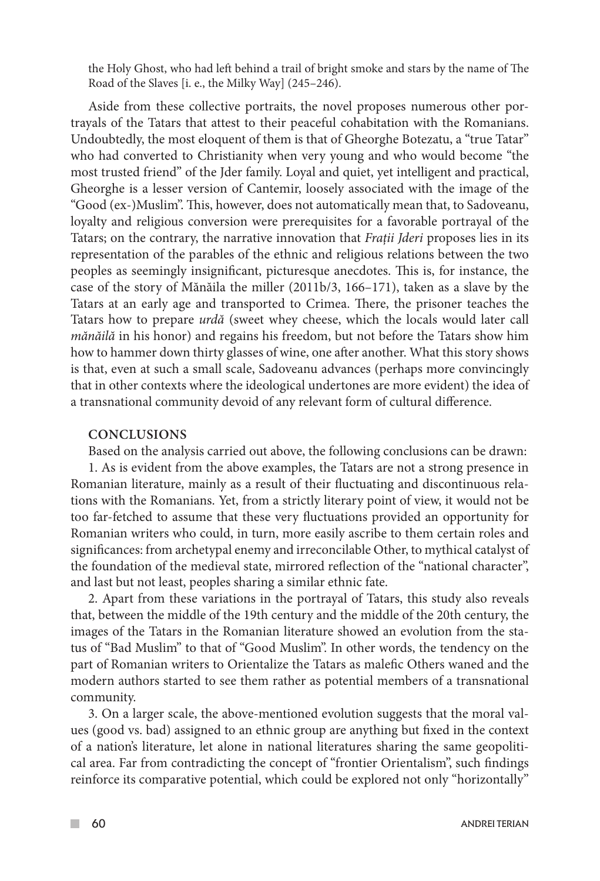the Holy Ghost, who had left behind a trail of bright smoke and stars by the name of The Road of the Slaves [i. e., the Milky Way] (245–246).

Aside from these collective portraits, the novel proposes numerous other portrayals of the Tatars that attest to their peaceful cohabitation with the Romanians. Undoubtedly, the most eloquent of them is that of Gheorghe Botezatu, a "true Tatar" who had converted to Christianity when very young and who would become "the most trusted friend" of the Jder family. Loyal and quiet, yet intelligent and practical, Gheorghe is a lesser version of Cantemir, loosely associated with the image of the "Good (ex-)Muslim". This, however, does not automatically mean that, to Sadoveanu, loyalty and religious conversion were prerequisites for a favorable portrayal of the Tatars; on the contrary, the narrative innovation that *Frații Jderi* proposes lies in its representation of the parables of the ethnic and religious relations between the two peoples as seemingly insignificant, picturesque anecdotes. This is, for instance, the case of the story of Mănăila the miller (2011b/3, 166–171), taken as a slave by the Tatars at an early age and transported to Crimea. There, the prisoner teaches the Tatars how to prepare *urdă* (sweet whey cheese, which the locals would later call *mănăilă* in his honor) and regains his freedom, but not before the Tatars show him how to hammer down thirty glasses of wine, one after another. What this story shows is that, even at such a small scale, Sadoveanu advances (perhaps more convincingly that in other contexts where the ideological undertones are more evident) the idea of a transnational community devoid of any relevant form of cultural difference.

## CONCLUSIONS

Based on the analysis carried out above, the following conclusions can be drawn:

1. As is evident from the above examples, the Tatars are not a strong presence in Romanian literature, mainly as a result of their fluctuating and discontinuous relations with the Romanians. Yet, from a strictly literary point of view, it would not be too far-fetched to assume that these very fluctuations provided an opportunity for Romanian writers who could, in turn, more easily ascribe to them certain roles and significances: from archetypal enemy and irreconcilable Other, to mythical catalyst of the foundation of the medieval state, mirrored reflection of the "national character", and last but not least, peoples sharing a similar ethnic fate.

2. Apart from these variations in the portrayal of Tatars, this study also reveals that, between the middle of the 19th century and the middle of the 20th century, the images of the Tatars in the Romanian literature showed an evolution from the status of "Bad Muslim" to that of "Good Muslim". In other words, the tendency on the part of Romanian writers to Orientalize the Tatars as malefic Others waned and the modern authors started to see them rather as potential members of a transnational community.

3. On a larger scale, the above-mentioned evolution suggests that the moral values (good vs. bad) assigned to an ethnic group are anything but fixed in the context of a nation's literature, let alone in national literatures sharing the same geopolitical area. Far from contradicting the concept of "frontier Orientalism", such findings reinforce its comparative potential, which could be explored not only "horizontally"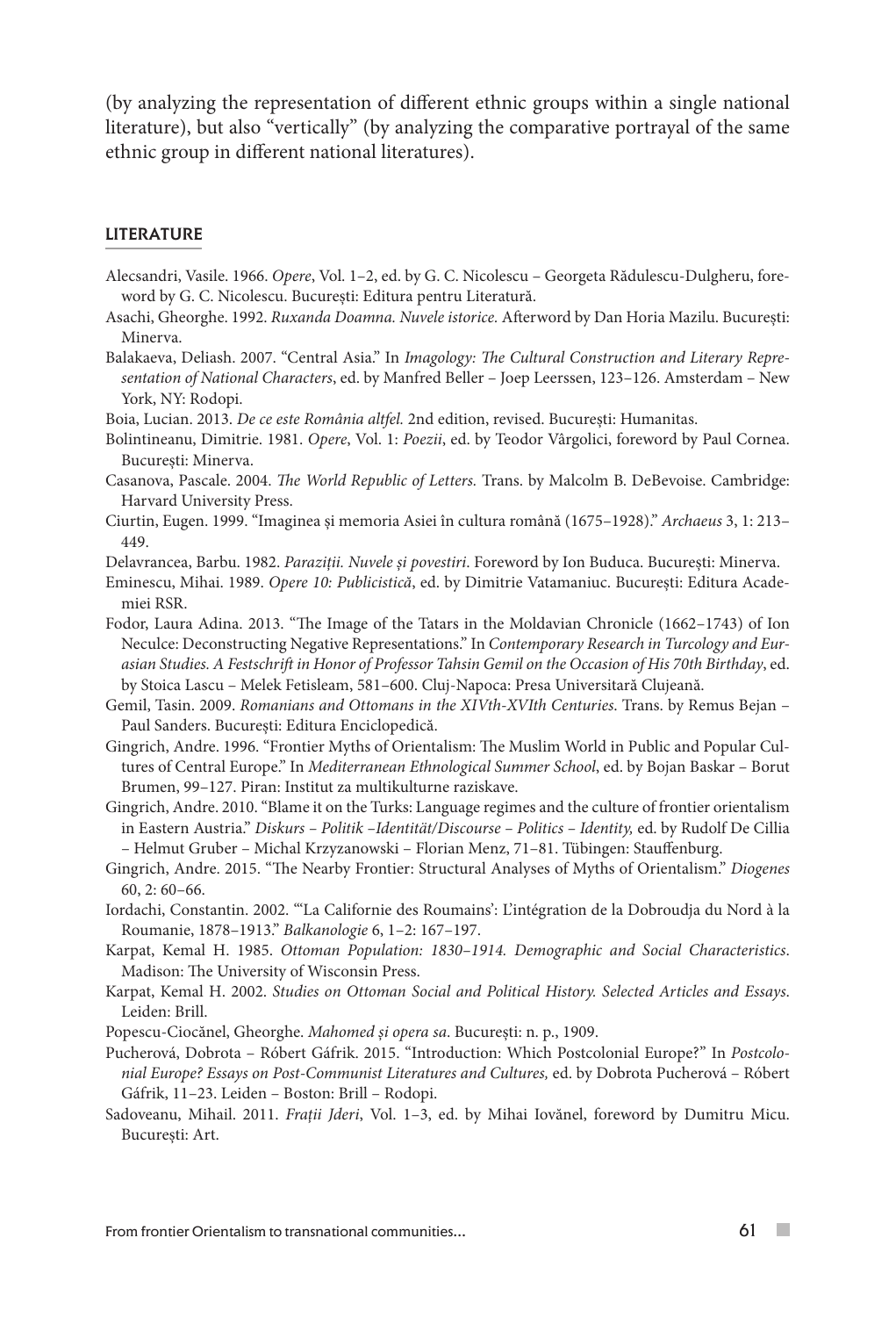(by analyzing the representation of different ethnic groups within a single national literature), but also "vertically" (by analyzing the comparative portrayal of the same ethnic group in different national literatures).

## LITERATURE

Alecsandri, Vasile. 1966. *Opere*, Vol. 1–2, ed. by G. C. Nicolescu – Georgeta Rădulescu-Dulgheru, foreword by G. C. Nicolescu. București: Editura pentru Literatură.

Asachi, Gheorghe. 1992. *Ruxanda Doamna. Nuvele istorice.* Afterword by Dan Horia Mazilu. București: Minerva.

Balakaeva, Deliash. 2007. "Central Asia." In *Imagology: The Cultural Construction and Literary Representation of National Characters*, ed. by Manfred Beller – Joep Leerssen, 123–126. Amsterdam – New York, NY: Rodopi.

Boia, Lucian. 2013. *De ce este România altfel.* 2nd edition, revised. București: Humanitas.

Bolintineanu, Dimitrie. 1981. *Opere*, Vol. 1: *Poezii*, ed. by Teodor Vârgolici, foreword by Paul Cornea. București: Minerva.

Casanova, Pascale. 2004. *The World Republic of Letters.* Trans. by Malcolm B. DeBevoise. Cambridge: Harvard University Press.

Ciurtin, Eugen. 1999. "Imaginea și memoria Asiei în cultura română (1675–1928)." *Archaeus* 3, 1: 213–449.

Delavrancea, Barbu. 1982. *Paraziții. Nuvele și povestiri*. Foreword by Ion Buduca. București: Minerva.

Eminescu, Mihai. 1989. *Opere 10: Publicistică*, ed. by Dimitrie Vatamaniuc. București: Editura Academiei RSR.

Fodor, Laura Adina. 2013. "The Image of the Tatars in the Moldavian Chronicle (1662–1743) of Ion Neculce: Deconstructing Negative Representations." In *Contemporary Research in Turcology and Eurasian Studies. A Festschrift in Honor of Professor Tahsin Gemil on the Occasion of His 70th Birthday*, ed. by Stoica Lascu – Melek Fetisleam, 581–600. Cluj-Napoca: Presa Universitară Clujeană.

Gemil, Tasin. 2009. *Romanians and Ottomans in the XIVth-XVIth Centuries.* Trans. by Remus Bejan – Paul Sanders. București: Editura Enciclopedică.

Gingrich, Andre. 1996. "Frontier Myths of Orientalism: The Muslim World in Public and Popular Cultures of Central Europe." In *Mediterranean Ethnological Summer School*, ed. by Bojan Baskar – Borut Brumen, 99–127. Piran: Institut za multikulturne raziskave.

Gingrich, Andre. 2010. "Blame it on the Turks: Language regimes and the culture of frontier orientalism in Eastern Austria." *Diskurs – Politik –Identität/Discourse – Politics – Identity,* ed. by Rudolf De Cillia – Helmut Gruber – Michal Krzyzanowski – Florian Menz, 71–81. Tübingen: Stauffenburg.

Gingrich, Andre. 2015. "The Nearby Frontier: Structural Analyses of Myths of Orientalism." *Diogenes* 60, 2: 60–66.

Iordachi, Constantin. 2002. "'La Californie des Roumains': L'intégration de la Dobroudja du Nord à la Roumanie, 1878–1913." *Balkanologie* 6, 1–2: 167–197.

Karpat, Kemal H. 1985. *Ottoman Population: 1830–1914. Demographic and Social Characteristics*. Madison: The University of Wisconsin Press.

Karpat, Kemal H. 2002. *Studies on Ottoman Social and Political History. Selected Articles and Essays*. Leiden: Brill.

Popescu-Ciocănel, Gheorghe. *Mahomed și opera sa*. București: n. p., 1909.

Pucherová, Dobrota – Róbert Gáfrik. 2015. "Introduction: Which Postcolonial Europe?" In *Postcolonial Europe? Essays on Post-Communist Literatures and Cultures,* ed. by Dobrota Pucherová – Róbert Gáfrik, 11–23. Leiden – Boston: Brill – Rodopi.

Sadoveanu, Mihail. 2011. *Frații Jderi*, Vol. 1–3, ed. by Mihai Iovănel, foreword by Dumitru Micu. București: Art.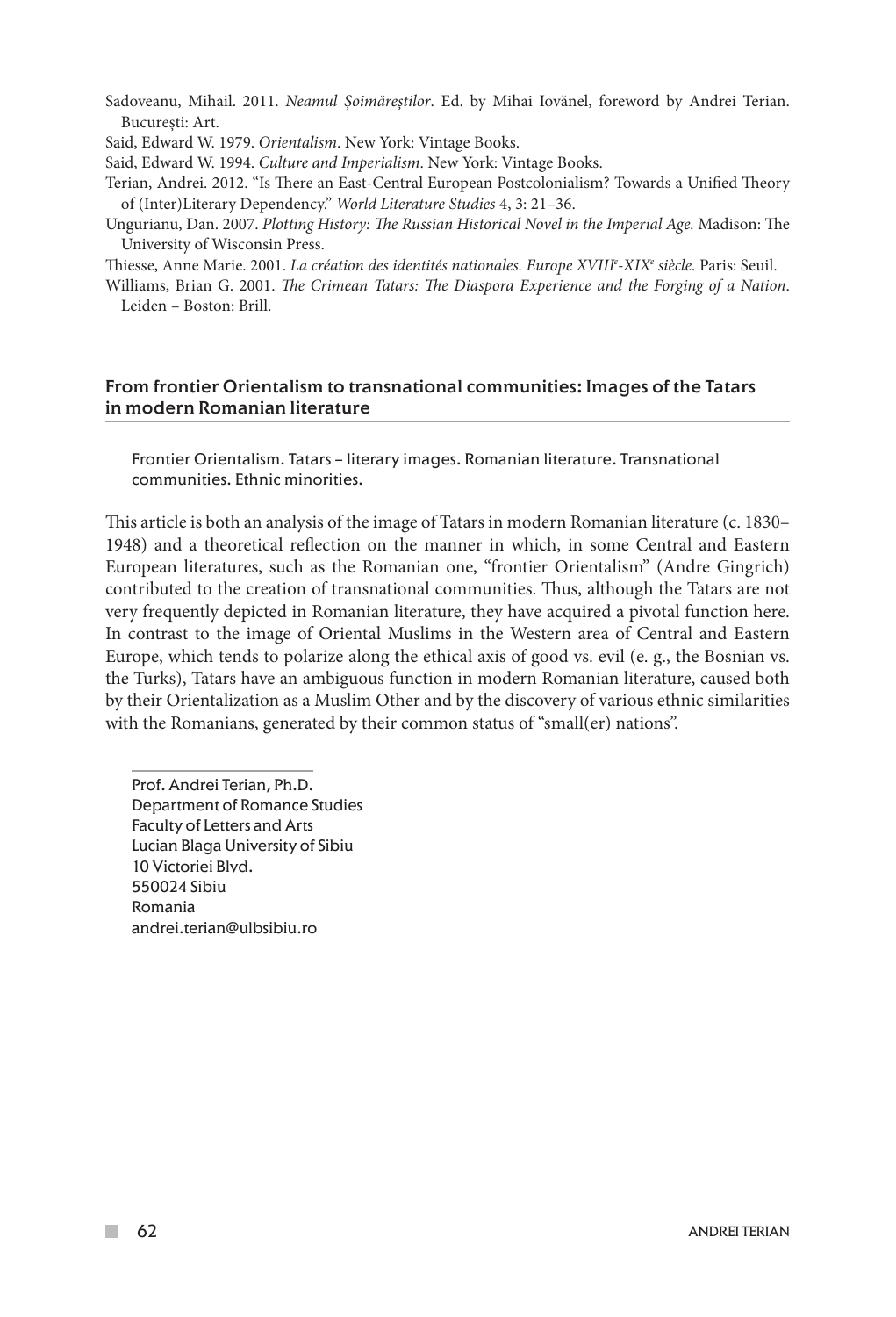Sadoveanu, Mihail. 2011. *Neamul Șoimăreștilor*. Ed. by Mihai Iovănel, foreword by Andrei Terian. București: Art.

Said, Edward W. 1979. *Orientalism*. New York: Vintage Books.

Said, Edward W. 1994. *Culture and Imperialism*. New York: Vintage Books.

Terian, Andrei. 2012. "Is There an East-Central European Postcolonialism? Towards a Unified Theory of (Inter)Literary Dependency." *World Literature Studies* 4, 3: 21–36.

Ungurianu, Dan. 2007. *Plotting History: The Russian Historical Novel in the Imperial Age.* Madison: The University of Wisconsin Press.

Thiesse, Anne Marie. 2001. *La création des identités nationales. Europe XVIII*e*-XIX*e *siècle.* Paris: Seuil.

Williams, Brian G. 2001. *The Crimean Tatars: The Diaspora Experience and the Forging of a Nation*. Leiden – Boston: Brill.

## From frontier Orientalism to transnational communities: Images of the Tatars in modern Romanian literature

Frontier Orientalism. Tatars – literary images. Romanian literature. Transnational communities. Ethnic minorities.

This article is both an analysis of the image of Tatars in modern Romanian literature (c. 1830–1948) and a theoretical reflection on the manner in which, in some Central and Eastern European literatures, such as the Romanian one, "frontier Orientalism" (Andre Gingrich) contributed to the creation of transnational communities. Thus, although the Tatars are not very frequently depicted in Romanian literature, they have acquired a pivotal function here. In contrast to the image of Oriental Muslims in the Western area of Central and Eastern Europe, which tends to polarize along the ethical axis of good vs. evil (e. g., the Bosnian vs. the Turks), Tatars have an ambiguous function in modern Romanian literature, caused both by their Orientalization as a Muslim Other and by the discovery of various ethnic similarities with the Romanians, generated by their common status of "small(er) nations".

Prof. Andrei Terian, Ph.D.
Department of Romance Studies
Faculty of Letters and Arts
Lucian Blaga University of Sibiu
10 Victoriei Blvd.
550024 Sibiu
Romania
andrei.terian@ulbsibiu.ro